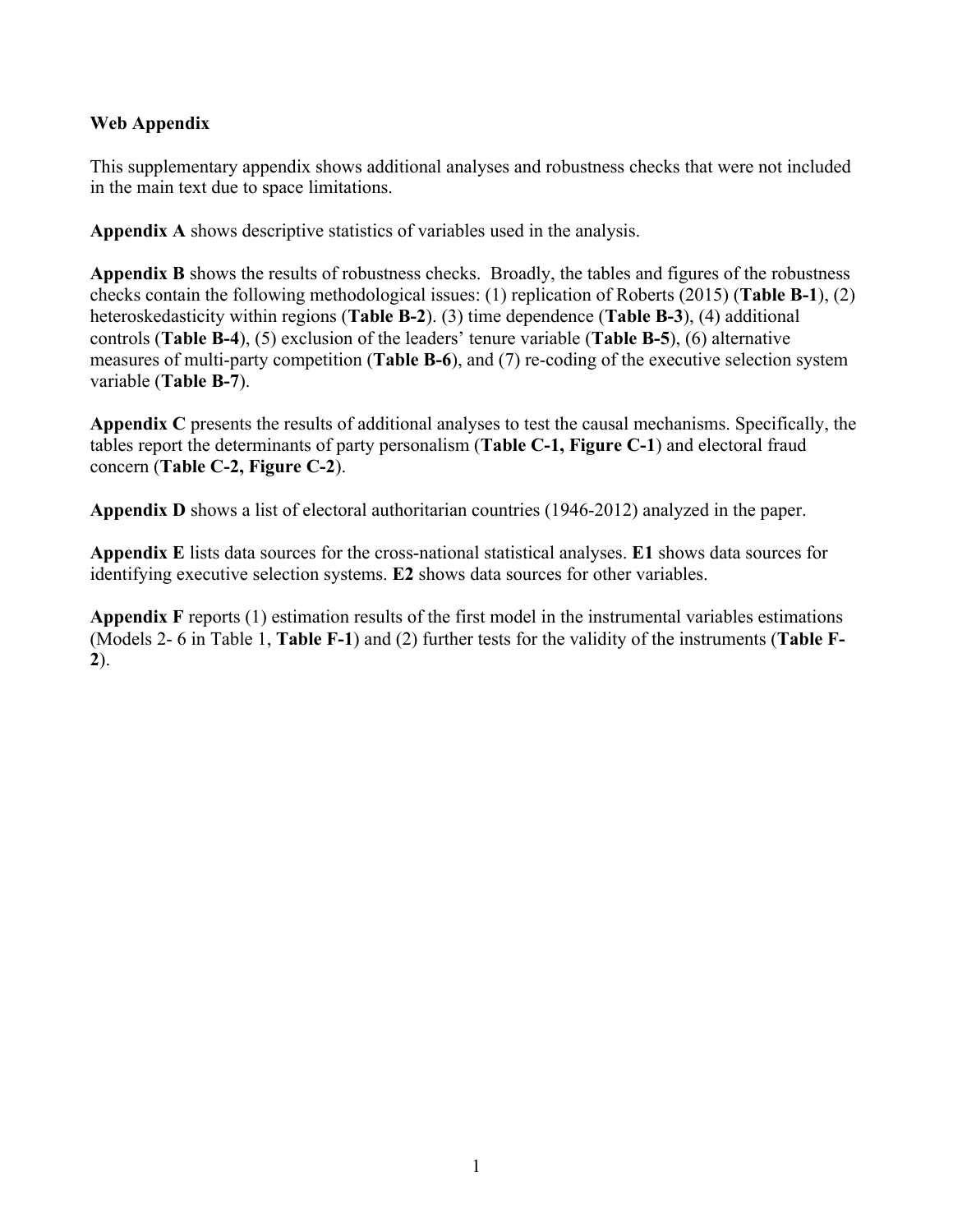**Web Appendix**

This supplementary appendix shows additional analyses and robustness checks that were not included in the main text due to space limitations.

**Appendix A** shows descriptive statistics of variables used in the analysis.

**Appendix B** shows the results of robustness checks. Broadly, the tables and figures of the robustness checks contain the following methodological issues: (1) replication of Roberts (2015) (**Table B-1**), (2) heteroskedasticity within regions (**Table B-2**). (3) time dependence (**Table B-3**), (4) additional controls (**Table B-4**), (5) exclusion of the leaders' tenure variable (**Table B-5**), (6) alternative measures of multi-party competition (**Table B-6**), and (7) re-coding of the executive selection system variable (**Table B-7**).

**Appendix C** presents the results of additional analyses to test the causal mechanisms. Specifically, the tables report the determinants of party personalism (**Table C-1, Figure C-1**) and electoral fraud concern (**Table C-2, Figure C-2**).

**Appendix D** shows a list of electoral authoritarian countries (1946-2012) analyzed in the paper.

**Appendix E** lists data sources for the cross-national statistical analyses. **E1** shows data sources for identifying executive selection systems. **E2** shows data sources for other variables.

**Appendix F** reports (1) estimation results of the first model in the instrumental variables estimations (Models 2- 6 in Table 1, **Table F-1**) and (2) further tests for the validity of the instruments (**Table F-2**).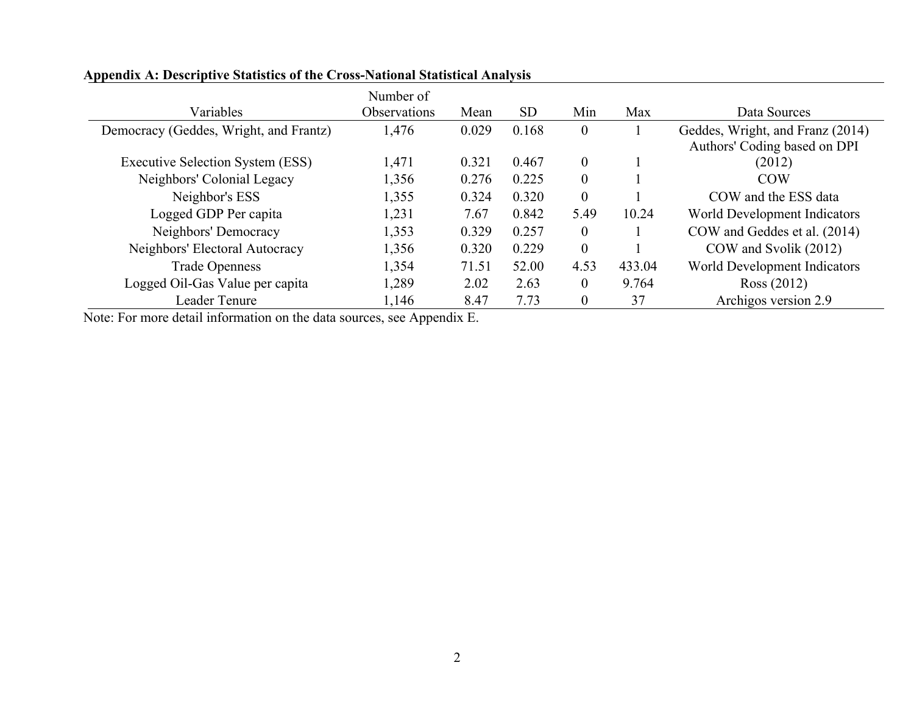**Appendix A: Descriptive Statistics of the Cross-National Statistical Analysis**

| Variables | Number of Observations | Mean | SD | Min | Max | Data Sources |
|---|---|---|---|---|---|---|
| Democracy (Geddes, Wright, and Frantz) | 1,476 | 0.029 | 0.168 | 0 | 1 | Geddes, Wright, and Franz (2014) |
| Executive Selection System (ESS) | 1,471 | 0.321 | 0.467 | 0 | 1 | Authors' Coding based on DPI (2012) |
| Neighbors' Colonial Legacy | 1,356 | 0.276 | 0.225 | 0 | 1 | COW |
| Neighbor's ESS | 1,355 | 0.324 | 0.320 | 0 | 1 | COW and the ESS data |
| Logged GDP Per capita | 1,231 | 7.67 | 0.842 | 5.49 | 10.24 | World Development Indicators |
| Neighbors' Democracy | 1,353 | 0.329 | 0.257 | 0 | 1 | COW and Geddes et al. (2014) |
| Neighbors' Electoral Autocracy | 1,356 | 0.320 | 0.229 | 0 | 1 | COW and Svolik (2012) |
| Trade Openness | 1,354 | 71.51 | 52.00 | 4.53 | 433.04 | World Development Indicators |
| Logged Oil-Gas Value per capita | 1,289 | 2.02 | 2.63 | 0 | 9.764 | Ross (2012) |
| Leader Tenure | 1,146 | 8.47 | 7.73 | 0 | 37 | Archigos version 2.9 |

Note: For more detail information on the data sources, see Appendix E.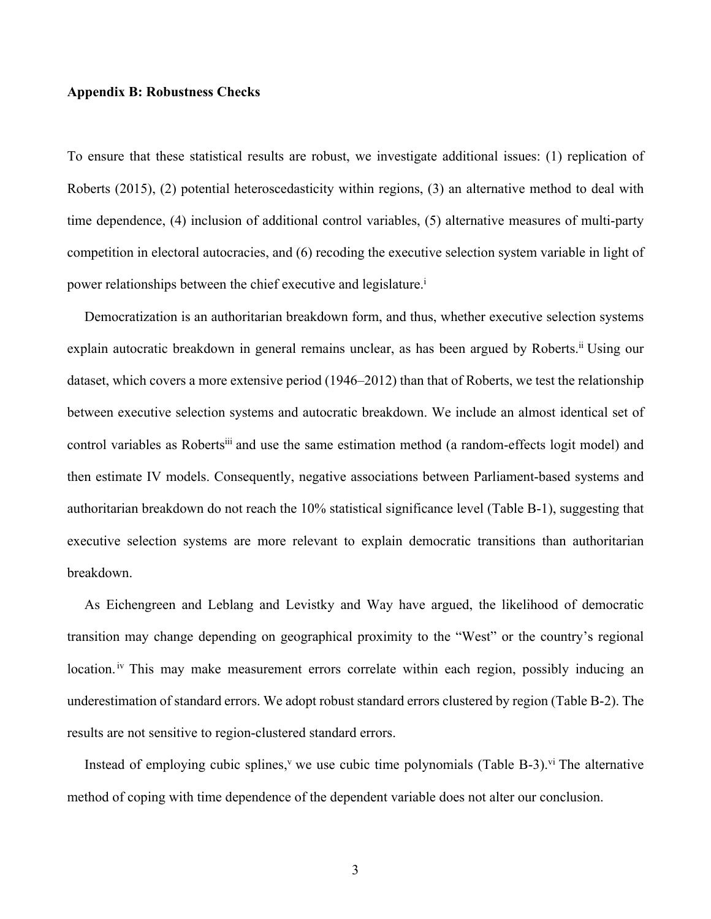**Appendix B: Robustness Checks**

To ensure that these statistical results are robust, we investigate additional issues: (1) replication of Roberts (2015), (2) potential heteroscedasticity within regions, (3) an alternative method to deal with time dependence, (4) inclusion of additional control variables, (5) alternative measures of multi-party competition in electoral autocracies, and (6) recoding the executive selection system variable in light of power relationships between the chief executive and legislature.[i]

Democratization is an authoritarian breakdown form, and thus, whether executive selection systems explain autocratic breakdown in general remains unclear, as has been argued by Roberts.[ii] Using our dataset, which covers a more extensive period (1946–2012) than that of Roberts, we test the relationship between executive selection systems and autocratic breakdown. We include an almost identical set of control variables as Roberts[iii] and use the same estimation method (a random-effects logit model) and then estimate IV models. Consequently, negative associations between Parliament-based systems and authoritarian breakdown do not reach the 10% statistical significance level (Table B-1), suggesting that executive selection systems are more relevant to explain democratic transitions than authoritarian breakdown.

As Eichengreen and Leblang and Levistky and Way have argued, the likelihood of democratic transition may change depending on geographical proximity to the "West" or the country's regional location.[iv] This may make measurement errors correlate within each region, possibly inducing an underestimation of standard errors. We adopt robust standard errors clustered by region (Table B-2). The results are not sensitive to region-clustered standard errors.

Instead of employing cubic splines,[v] we use cubic time polynomials (Table B-3).[vi] The alternative method of coping with time dependence of the dependent variable does not alter our conclusion.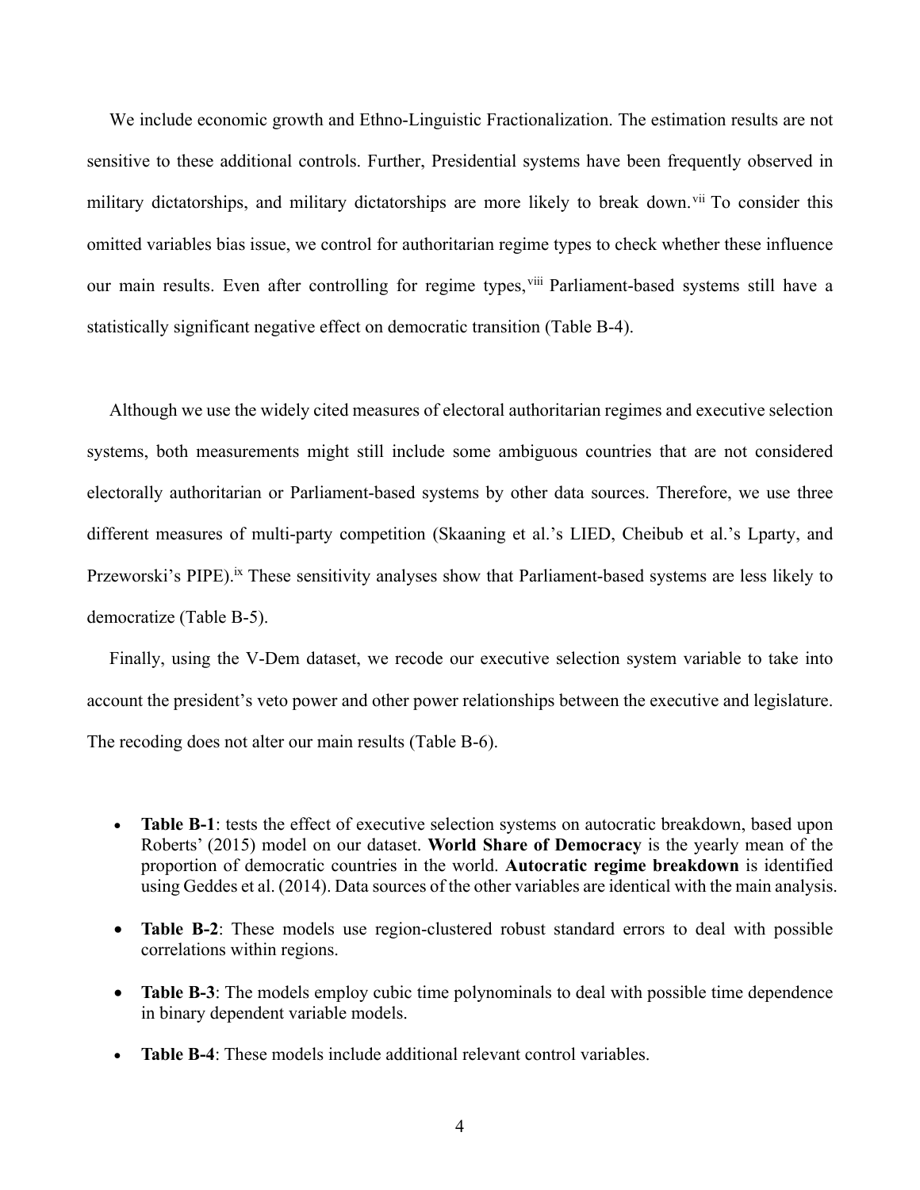We include economic growth and Ethno-Linguistic Fractionalization. The estimation results are not sensitive to these additional controls. Further, Presidential systems have been frequently observed in military dictatorships, and military dictatorships are more likely to break down.[vii] To consider this omitted variables bias issue, we control for authoritarian regime types to check whether these influence our main results. Even after controlling for regime types,[viii] Parliament-based systems still have a statistically significant negative effect on democratic transition (Table B-4).

Although we use the widely cited measures of electoral authoritarian regimes and executive selection systems, both measurements might still include some ambiguous countries that are not considered electorally authoritarian or Parliament-based systems by other data sources. Therefore, we use three different measures of multi-party competition (Skaaning et al.'s LIED, Cheibub et al.'s Lparty, and Przeworski's PIPE).[ix] These sensitivity analyses show that Parliament-based systems are less likely to democratize (Table B-5).

Finally, using the V-Dem dataset, we recode our executive selection system variable to take into account the president's veto power and other power relationships between the executive and legislature. The recoding does not alter our main results (Table B-6).

- **Table B-1**: tests the effect of executive selection systems on autocratic breakdown, based upon Roberts' (2015) model on our dataset. **World Share of Democracy** is the yearly mean of the proportion of democratic countries in the world. **Autocratic regime breakdown** is identified using Geddes et al. (2014). Data sources of the other variables are identical with the main analysis.
- **Table B-2**: These models use region-clustered robust standard errors to deal with possible correlations within regions.
- **Table B-3**: The models employ cubic time polynominals to deal with possible time dependence in binary dependent variable models.
- **Table B-4**: These models include additional relevant control variables.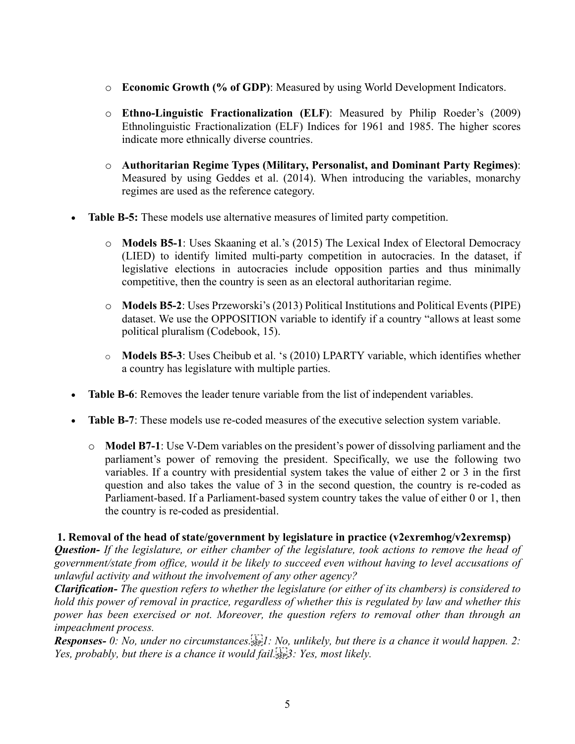- **Economic Growth (% of GDP)**: Measured by using World Development Indicators.
- **Ethno-Linguistic Fractionalization (ELF)**: Measured by Philip Roeder's (2009) Ethnolinguistic Fractionalization (ELF) Indices for 1961 and 1985. The higher scores indicate more ethnically diverse countries.
- **Authoritarian Regime Types (Military, Personalist, and Dominant Party Regimes)**: Measured by using Geddes et al. (2014). When introducing the variables, monarchy regimes are used as the reference category.

- **Table B-5:** These models use alternative measures of limited party competition.
  - **Models B5-1**: Uses Skaaning et al.'s (2015) The Lexical Index of Electoral Democracy (LIED) to identify limited multi-party competition in autocracies. In the dataset, if legislative elections in autocracies include opposition parties and thus minimally competitive, then the country is seen as an electoral authoritarian regime.
  - **Models B5-2**: Uses Przeworski's (2013) Political Institutions and Political Events (PIPE) dataset. We use the OPPOSITION variable to identify if a country "allows at least some political pluralism (Codebook, 15).
  - **Models B5-3**: Uses Cheibub et al. 's (2010) LPARTY variable, which identifies whether a country has legislature with multiple parties.
- **Table B-6**: Removes the leader tenure variable from the list of independent variables.
- **Table B-7**: These models use re-coded measures of the executive selection system variable.
  - **Model B7-1**: Use V-Dem variables on the president's power of dissolving parliament and the parliament's power of removing the president. Specifically, we use the following two variables. If a country with presidential system takes the value of either 2 or 3 in the first question and also takes the value of 3 in the second question, the country is re-coded as Parliament-based. If a Parliament-based system country takes the value of either 0 or 1, then the country is re-coded as presidential.

**1. Removal of the head of state/government by legislature in practice (v2exremhog/v2exremsp)**

***Question-*** *If the legislature, or either chamber of the legislature, took actions to remove the head of government/state from office, would it be likely to succeed even without having to level accusations of unlawful activity and without the involvement of any other agency?*

***Clarification-*** *The question refers to whether the legislature (or either of its chambers) is considered to hold this power of removal in practice, regardless of whether this is regulated by law and whether this power has been exercised or not. Moreover, the question refers to removal other than through an impeachment process.*

***Responses-*** *0: No, under no circumstances. 1: No, unlikely, but there is a chance it would happen. 2: Yes, probably, but there is a chance it would fail. 3: Yes, most likely.*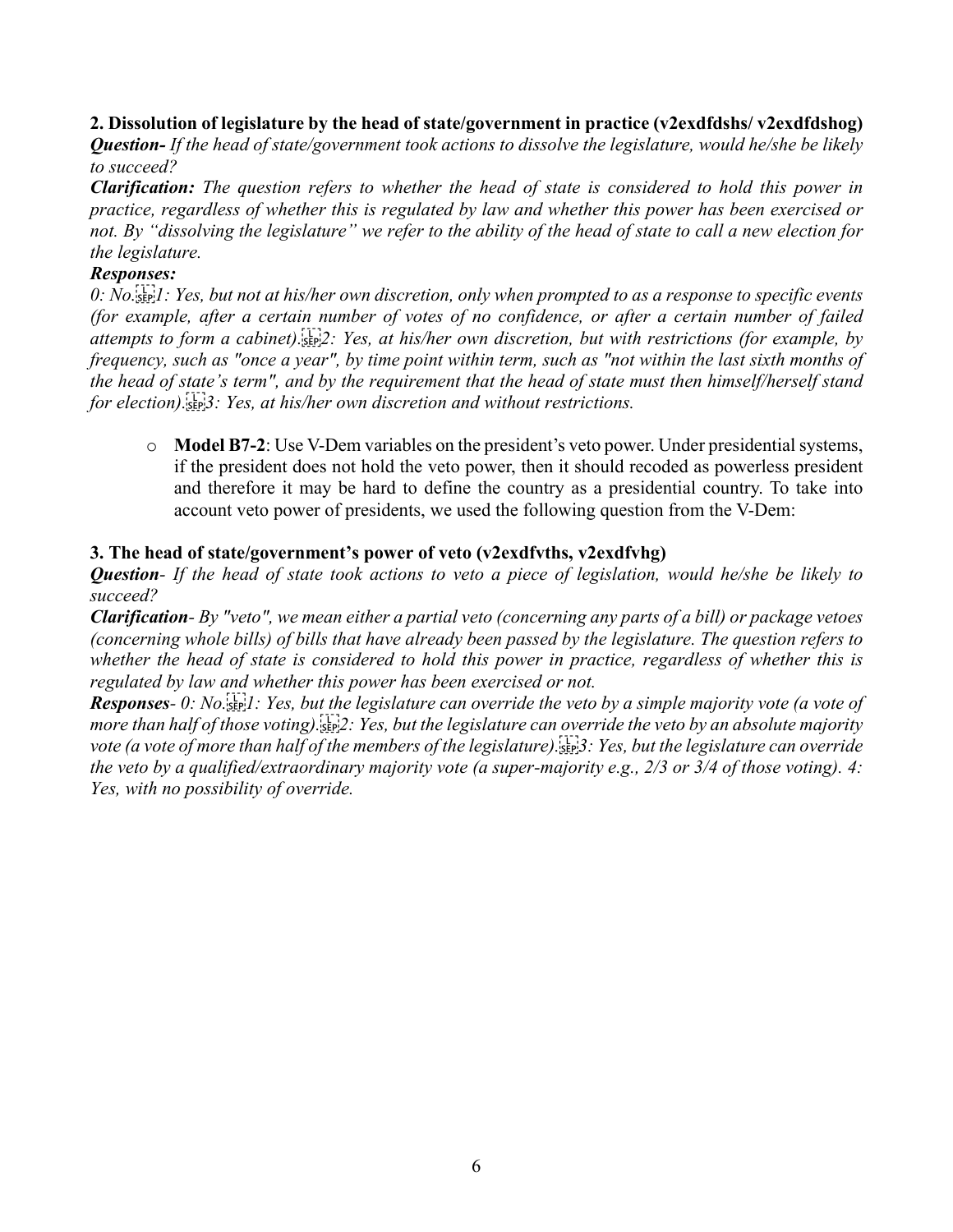**2. Dissolution of legislature by the head of state/government in practice (v2exdfdshs/ v2exdfdshog)**

***Question-*** *If the head of state/government took actions to dissolve the legislature, would he/she be likely to succeed?*

***Clarification:*** *The question refers to whether the head of state is considered to hold this power in practice, regardless of whether this is regulated by law and whether this power has been exercised or not. By "dissolving the legislature" we refer to the ability of the head of state to call a new election for the legislature.*

***Responses:***

*0: No. 1: Yes, but not at his/her own discretion, only when prompted to as a response to specific events (for example, after a certain number of votes of no confidence, or after a certain number of failed attempts to form a cabinet). 2: Yes, at his/her own discretion, but with restrictions (for example, by frequency, such as "once a year", by time point within term, such as "not within the last sixth months of the head of state's term", and by the requirement that the head of state must then himself/herself stand for election). 3: Yes, at his/her own discretion and without restrictions.*

- **Model B7-2**: Use V-Dem variables on the president's veto power. Under presidential systems, if the president does not hold the veto power, then it should recoded as powerless president and therefore it may be hard to define the country as a presidential country. To take into account veto power of presidents, we used the following question from the V-Dem:

**3. The head of state/government's power of veto (v2exdfvths, v2exdfvhg)**

***Question-*** *If the head of state took actions to veto a piece of legislation, would he/she be likely to succeed?*

***Clarification-*** *By "veto", we mean either a partial veto (concerning any parts of a bill) or package vetoes (concerning whole bills) of bills that have already been passed by the legislature. The question refers to whether the head of state is considered to hold this power in practice, regardless of whether this is regulated by law and whether this power has been exercised or not.*

***Responses-*** *0: No. 1: Yes, but the legislature can override the veto by a simple majority vote (a vote of more than half of those voting). 2: Yes, but the legislature can override the veto by an absolute majority vote (a vote of more than half of the members of the legislature). 3: Yes, but the legislature can override the veto by a qualified/extraordinary majority vote (a super-majority e.g., 2/3 or 3/4 of those voting). 4: Yes, with no possibility of override.*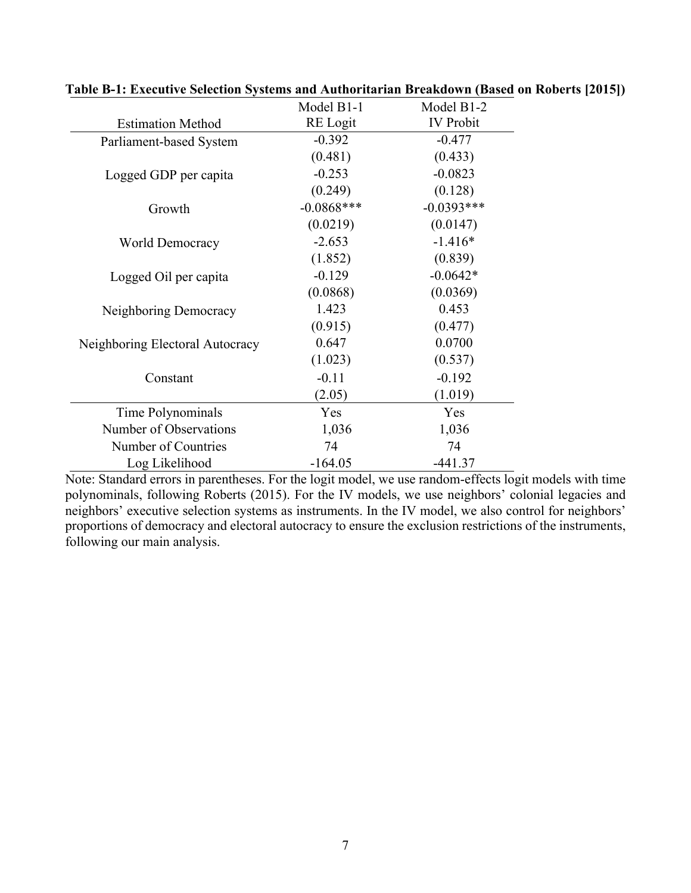**Table B-1: Executive Selection Systems and Authoritarian Breakdown (Based on Roberts [2015])**

| | Model B1-1 | Model B1-2 |
|---|---|---|
| Estimation Method | RE Logit | IV Probit |
| Parliament-based System | -0.392 | -0.477 |
| | (0.481) | (0.433) |
| Logged GDP per capita | -0.253 | -0.0823 |
| | (0.249) | (0.128) |
| Growth | -0.0868*** | -0.0393*** |
| | (0.0219) | (0.0147) |
| World Democracy | -2.653 | -1.416* |
| | (1.852) | (0.839) |
| Logged Oil per capita | -0.129 | -0.0642* |
| | (0.0868) | (0.0369) |
| Neighboring Democracy | 1.423 | 0.453 |
| | (0.915) | (0.477) |
| Neighboring Electoral Autocracy | 0.647 | 0.0700 |
| | (1.023) | (0.537) |
| Constant | -0.11 | -0.192 |
| | (2.05) | (1.019) |
| Time Polynominals | Yes | Yes |
| Number of Observations | 1,036 | 1,036 |
| Number of Countries | 74 | 74 |
| Log Likelihood | -164.05 | -441.37 |

Note: Standard errors in parentheses. For the logit model, we use random-effects logit models with time polynominals, following Roberts (2015). For the IV models, we use neighbors' colonial legacies and neighbors' executive selection systems as instruments. In the IV model, we also control for neighbors' proportions of democracy and electoral autocracy to ensure the exclusion restrictions of the instruments, following our main analysis.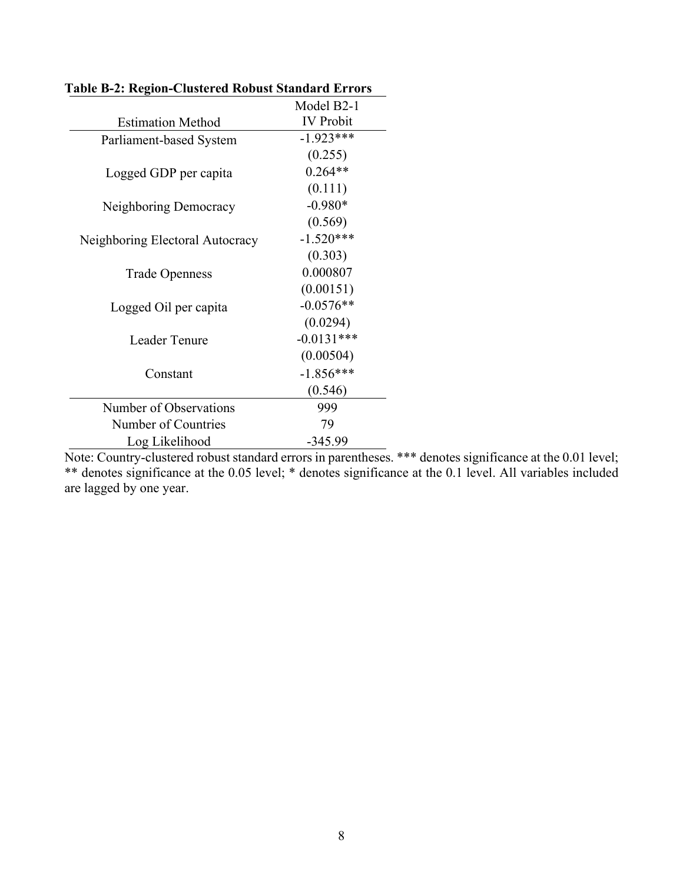**Table B-2: Region-Clustered Robust Standard Errors**

| Estimation Method | Model B2-1<br>IV Probit |
|---|---|
| Parliament-based System | -1.923*** |
| | (0.255) |
| Logged GDP per capita | 0.264** |
| | (0.111) |
| Neighboring Democracy | -0.980* |
| | (0.569) |
| Neighboring Electoral Autocracy | -1.520*** |
| | (0.303) |
| Trade Openness | 0.000807 |
| | (0.00151) |
| Logged Oil per capita | -0.0576** |
| | (0.0294) |
| Leader Tenure | -0.0131*** |
| | (0.00504) |
| Constant | -1.856*** |
| | (0.546) |
| Number of Observations | 999 |
| Number of Countries | 79 |
| Log Likelihood | -345.99 |

Note: Country-clustered robust standard errors in parentheses. *** denotes significance at the 0.01 level; ** denotes significance at the 0.05 level; * denotes significance at the 0.1 level. All variables included are lagged by one year.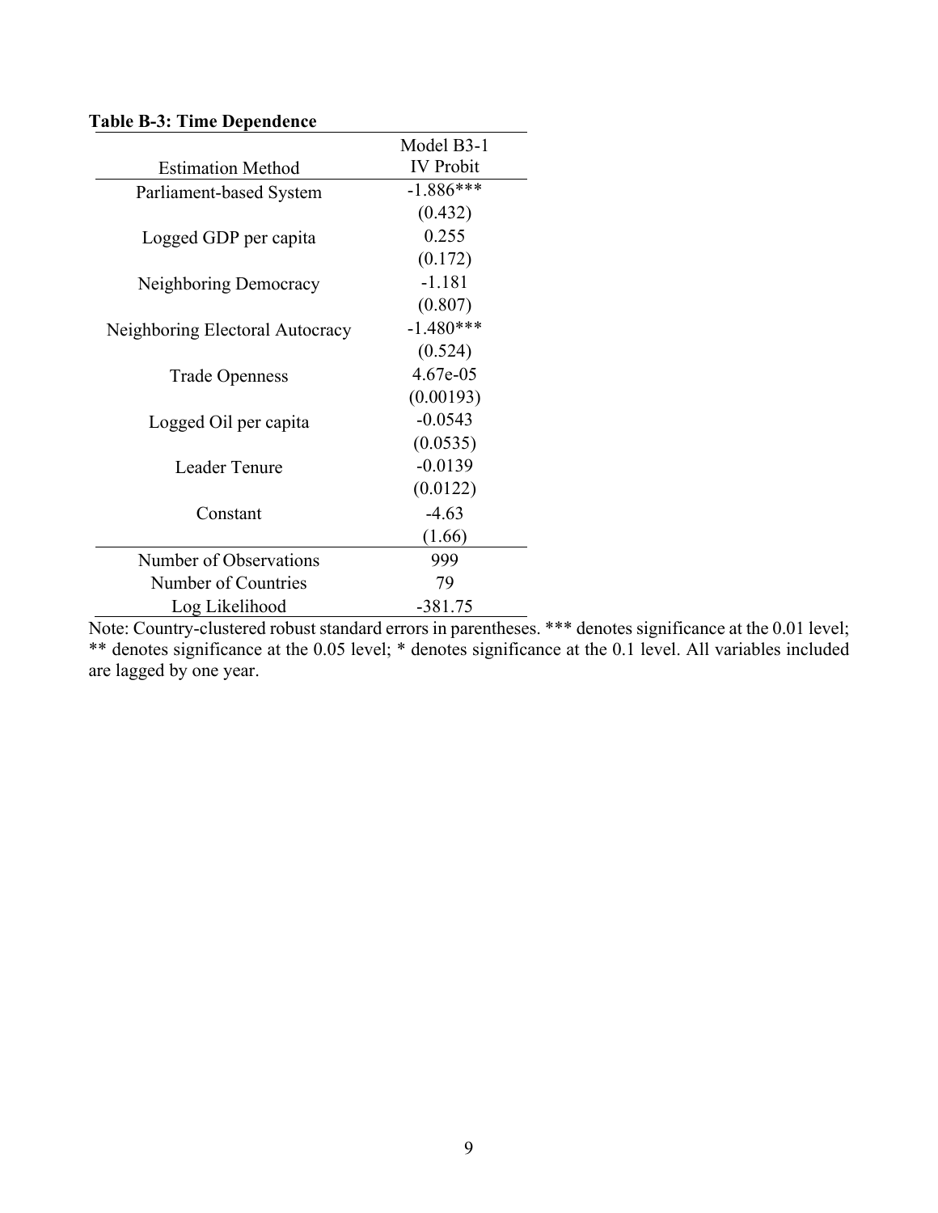**Table B-3: Time Dependence**

| Estimation Method | Model B3-1<br>IV Probit |
|---|---|
| Parliament-based System | -1.886*** |
| | (0.432) |
| Logged GDP per capita | 0.255 |
| | (0.172) |
| Neighboring Democracy | -1.181 |
| | (0.807) |
| Neighboring Electoral Autocracy | -1.480*** |
| | (0.524) |
| Trade Openness | 4.67e-05 |
| | (0.00193) |
| Logged Oil per capita | -0.0543 |
| | (0.0535) |
| Leader Tenure | -0.0139 |
| | (0.0122) |
| Constant | -4.63 |
| | (1.66) |
| Number of Observations | 999 |
| Number of Countries | 79 |
| Log Likelihood | -381.75 |

Note: Country-clustered robust standard errors in parentheses. *** denotes significance at the 0.01 level; ** denotes significance at the 0.05 level; * denotes significance at the 0.1 level. All variables included are lagged by one year.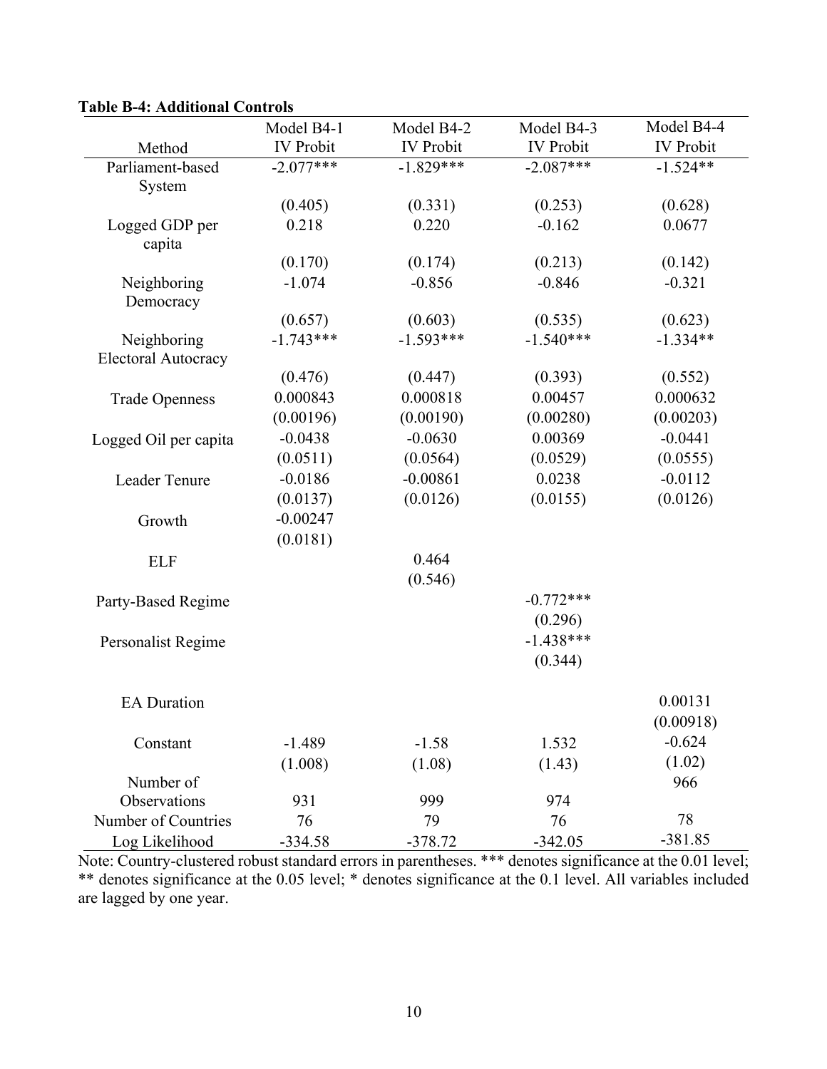**Table B-4: Additional Controls**

| Method | Model B4-1 IV Probit | Model B4-2 IV Probit | Model B4-3 IV Probit | Model B4-4 IV Probit |
|---|---|---|---|---|
| Parliament-based System | -2.077*** | -1.829*** | -2.087*** | -1.524** |
| | (0.405) | (0.331) | (0.253) | (0.628) |
| Logged GDP per capita | 0.218 | 0.220 | -0.162 | 0.0677 |
| | (0.170) | (0.174) | (0.213) | (0.142) |
| Neighboring Democracy | -1.074 | -0.856 | -0.846 | -0.321 |
| | (0.657) | (0.603) | (0.535) | (0.623) |
| Neighboring Electoral Autocracy | -1.743*** | -1.593*** | -1.540*** | -1.334** |
| | (0.476) | (0.447) | (0.393) | (0.552) |
| Trade Openness | 0.000843 | 0.000818 | 0.00457 | 0.000632 |
| | (0.00196) | (0.00190) | (0.00280) | (0.00203) |
| Logged Oil per capita | -0.0438 | -0.0630 | 0.00369 | -0.0441 |
| | (0.0511) | (0.0564) | (0.0529) | (0.0555) |
| Leader Tenure | -0.0186 | -0.00861 | 0.0238 | -0.0112 |
| | (0.0137) | (0.0126) | (0.0155) | (0.0126) |
| Growth | -0.00247 | | | |
| | (0.0181) | | | |
| ELF | | 0.464 | | |
| | | (0.546) | | |
| Party-Based Regime | | | -0.772*** | |
| | | | (0.296) | |
| Personalist Regime | | | -1.438*** | |
| | | | (0.344) | |
| EA Duration | | | | 0.00131 |
| | | | | (0.00918) |
| Constant | -1.489 | -1.58 | 1.532 | -0.624 |
| | (1.008) | (1.08) | (1.43) | (1.02) |
| Number of Observations | 931 | 999 | 974 | 966 |
| Number of Countries | 76 | 79 | 76 | 78 |
| Log Likelihood | -334.58 | -378.72 | -342.05 | -381.85 |

Note: Country-clustered robust standard errors in parentheses. *** denotes significance at the 0.01 level; ** denotes significance at the 0.05 level; * denotes significance at the 0.1 level. All variables included are lagged by one year.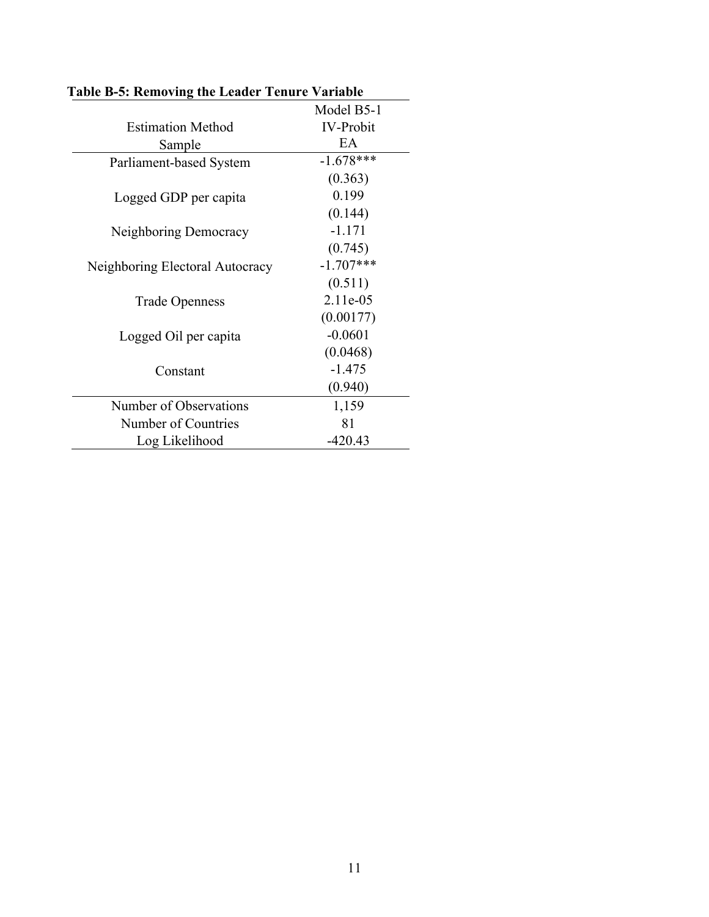**Table B-5: Removing the Leader Tenure Variable**

| | Model B5-1 |
|---|---|
| Estimation Method | IV-Probit |
| Sample | EA |
| Parliament-based System | -1.678*** |
| | (0.363) |
| Logged GDP per capita | 0.199 |
| | (0.144) |
| Neighboring Democracy | -1.171 |
| | (0.745) |
| Neighboring Electoral Autocracy | -1.707*** |
| | (0.511) |
| Trade Openness | 2.11e-05 |
| | (0.00177) |
| Logged Oil per capita | -0.0601 |
| | (0.0468) |
| Constant | -1.475 |
| | (0.940) |
| Number of Observations | 1,159 |
| Number of Countries | 81 |
| Log Likelihood | -420.43 |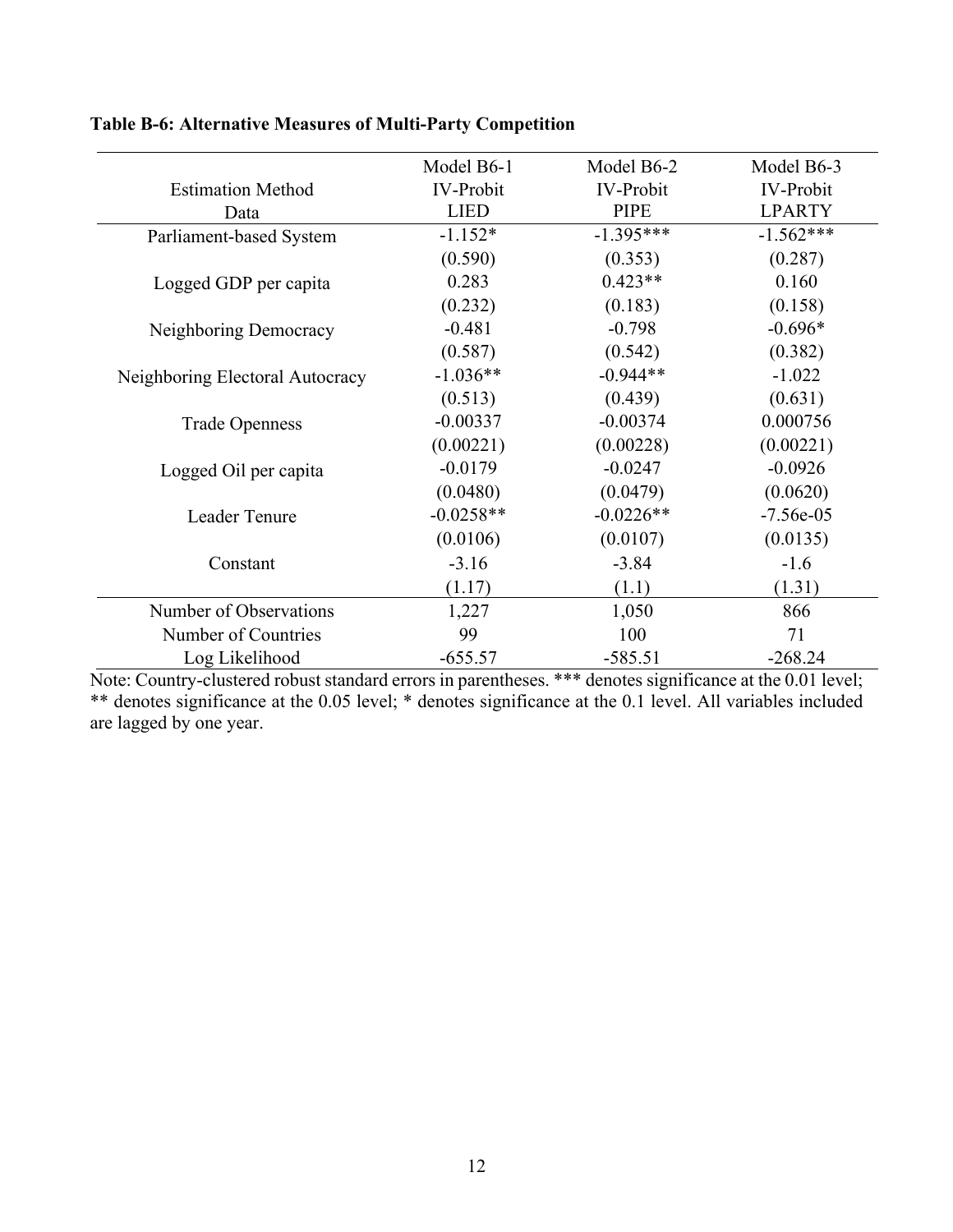**Table B-6: Alternative Measures of Multi-Party Competition**

| | Model B6-1 | Model B6-2 | Model B6-3 |
|---|---|---|---|
| Estimation Method | IV-Probit | IV-Probit | IV-Probit |
| Data | LIED | PIPE | LPARTY |
| Parliament-based System | -1.152* | -1.395*** | -1.562*** |
| | (0.590) | (0.353) | (0.287) |
| Logged GDP per capita | 0.283 | 0.423** | 0.160 |
| | (0.232) | (0.183) | (0.158) |
| Neighboring Democracy | -0.481 | -0.798 | -0.696* |
| | (0.587) | (0.542) | (0.382) |
| Neighboring Electoral Autocracy | -1.036** | -0.944** | -1.022 |
| | (0.513) | (0.439) | (0.631) |
| Trade Openness | -0.00337 | -0.00374 | 0.000756 |
| | (0.00221) | (0.00228) | (0.00221) |
| Logged Oil per capita | -0.0179 | -0.0247 | -0.0926 |
| | (0.0480) | (0.0479) | (0.0620) |
| Leader Tenure | -0.0258** | -0.0226** | -7.56e-05 |
| | (0.0106) | (0.0107) | (0.0135) |
| Constant | -3.16 | -3.84 | -1.6 |
| | (1.17) | (1.1) | (1.31) |
| Number of Observations | 1,227 | 1,050 | 866 |
| Number of Countries | 99 | 100 | 71 |
| Log Likelihood | -655.57 | -585.51 | -268.24 |

Note: Country-clustered robust standard errors in parentheses. *** denotes significance at the 0.01 level; ** denotes significance at the 0.05 level; * denotes significance at the 0.1 level. All variables included are lagged by one year.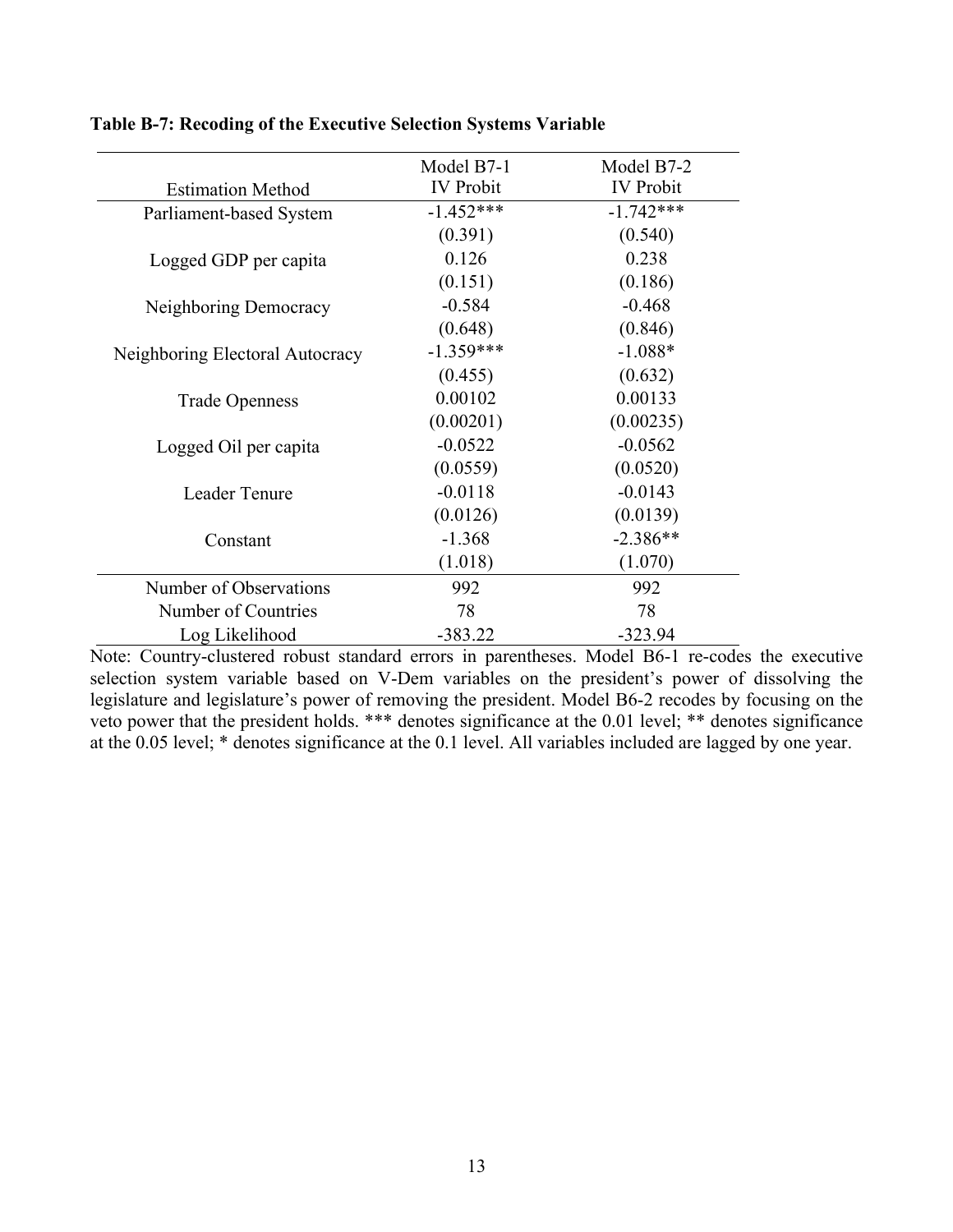**Table B-7: Recoding of the Executive Selection Systems Variable**

| Estimation Method | Model B7-1<br>IV Probit | Model B7-2<br>IV Probit |
|---|---|---|
| Parliament-based System | -1.452*** | -1.742*** |
| | (0.391) | (0.540) |
| Logged GDP per capita | 0.126 | 0.238 |
| | (0.151) | (0.186) |
| Neighboring Democracy | -0.584 | -0.468 |
| | (0.648) | (0.846) |
| Neighboring Electoral Autocracy | -1.359*** | -1.088* |
| | (0.455) | (0.632) |
| Trade Openness | 0.00102 | 0.00133 |
| | (0.00201) | (0.00235) |
| Logged Oil per capita | -0.0522 | -0.0562 |
| | (0.0559) | (0.0520) |
| Leader Tenure | -0.0118 | -0.0143 |
| | (0.0126) | (0.0139) |
| Constant | -1.368 | -2.386** |
| | (1.018) | (1.070) |
| Number of Observations | 992 | 992 |
| Number of Countries | 78 | 78 |
| Log Likelihood | -383.22 | -323.94 |

Note: Country-clustered robust standard errors in parentheses. Model B6-1 re-codes the executive selection system variable based on V-Dem variables on the president's power of dissolving the legislature and legislature's power of removing the president. Model B6-2 recodes by focusing on the veto power that the president holds. *** denotes significance at the 0.01 level; ** denotes significance at the 0.05 level; * denotes significance at the 0.1 level. All variables included are lagged by one year.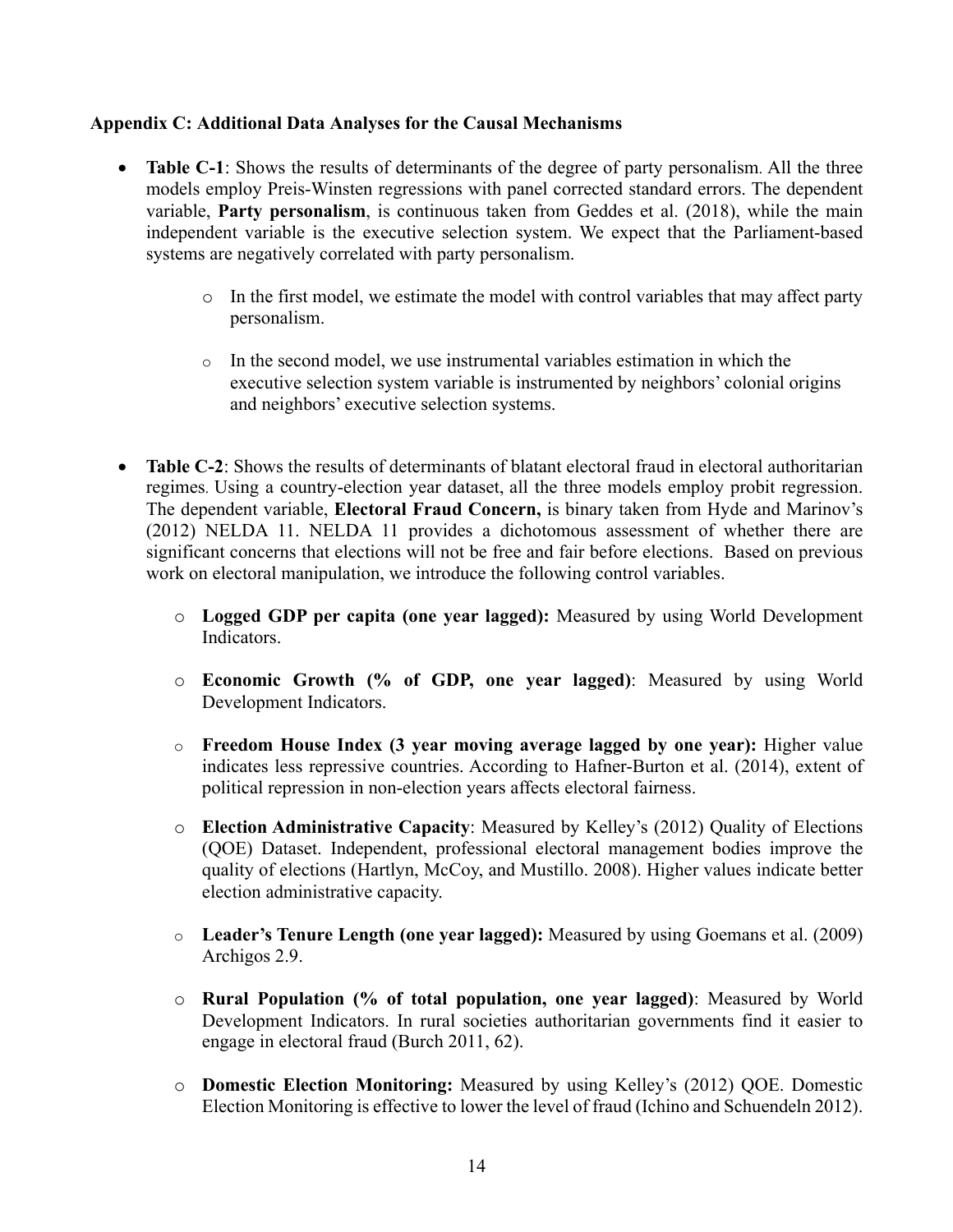**Appendix C: Additional Data Analyses for the Causal Mechanisms**

- **Table C-1**: Shows the results of determinants of the degree of party personalism. All the three models employ Preis-Winsten regressions with panel corrected standard errors. The dependent variable, **Party personalism**, is continuous taken from Geddes et al. (2018), while the main independent variable is the executive selection system. We expect that the Parliament-based systems are negatively correlated with party personalism.
    - In the first model, we estimate the model with control variables that may affect party personalism.
    - In the second model, we use instrumental variables estimation in which the executive selection system variable is instrumented by neighbors' colonial origins and neighbors' executive selection systems.

- **Table C-2**: Shows the results of determinants of blatant electoral fraud in electoral authoritarian regimes. Using a country-election year dataset, all the three models employ probit regression. The dependent variable, **Electoral Fraud Concern,** is binary taken from Hyde and Marinov's (2012) NELDA 11. NELDA 11 provides a dichotomous assessment of whether there are significant concerns that elections will not be free and fair before elections. Based on previous work on electoral manipulation, we introduce the following control variables.
    - **Logged GDP per capita (one year lagged):** Measured by using World Development Indicators.
    - **Economic Growth (% of GDP, one year lagged)**: Measured by using World Development Indicators.
    - **Freedom House Index (3 year moving average lagged by one year):** Higher value indicates less repressive countries. According to Hafner-Burton et al. (2014), extent of political repression in non-election years affects electoral fairness.
    - **Election Administrative Capacity**: Measured by Kelley's (2012) Quality of Elections (QOE) Dataset. Independent, professional electoral management bodies improve the quality of elections (Hartlyn, McCoy, and Mustillo. 2008). Higher values indicate better election administrative capacity.
    - **Leader's Tenure Length (one year lagged):** Measured by using Goemans et al. (2009) Archigos 2.9.
    - **Rural Population (% of total population, one year lagged)**: Measured by World Development Indicators. In rural societies authoritarian governments find it easier to engage in electoral fraud (Burch 2011, 62).
    - **Domestic Election Monitoring:** Measured by using Kelley's (2012) QOE. Domestic Election Monitoring is effective to lower the level of fraud (Ichino and Schuendeln 2012).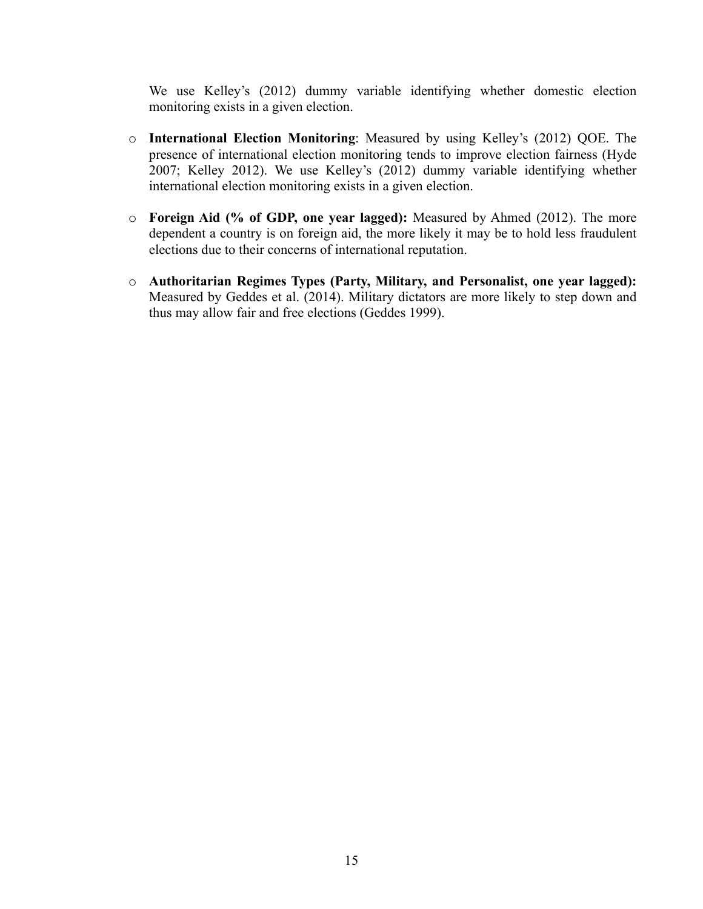We use Kelley's (2012) dummy variable identifying whether domestic election monitoring exists in a given election.

- **International Election Monitoring**: Measured by using Kelley's (2012) QOE. The presence of international election monitoring tends to improve election fairness (Hyde 2007; Kelley 2012). We use Kelley's (2012) dummy variable identifying whether international election monitoring exists in a given election.

- **Foreign Aid (% of GDP, one year lagged):** Measured by Ahmed (2012). The more dependent a country is on foreign aid, the more likely it may be to hold less fraudulent elections due to their concerns of international reputation.

- **Authoritarian Regimes Types (Party, Military, and Personalist, one year lagged):** Measured by Geddes et al. (2014). Military dictators are more likely to step down and thus may allow fair and free elections (Geddes 1999).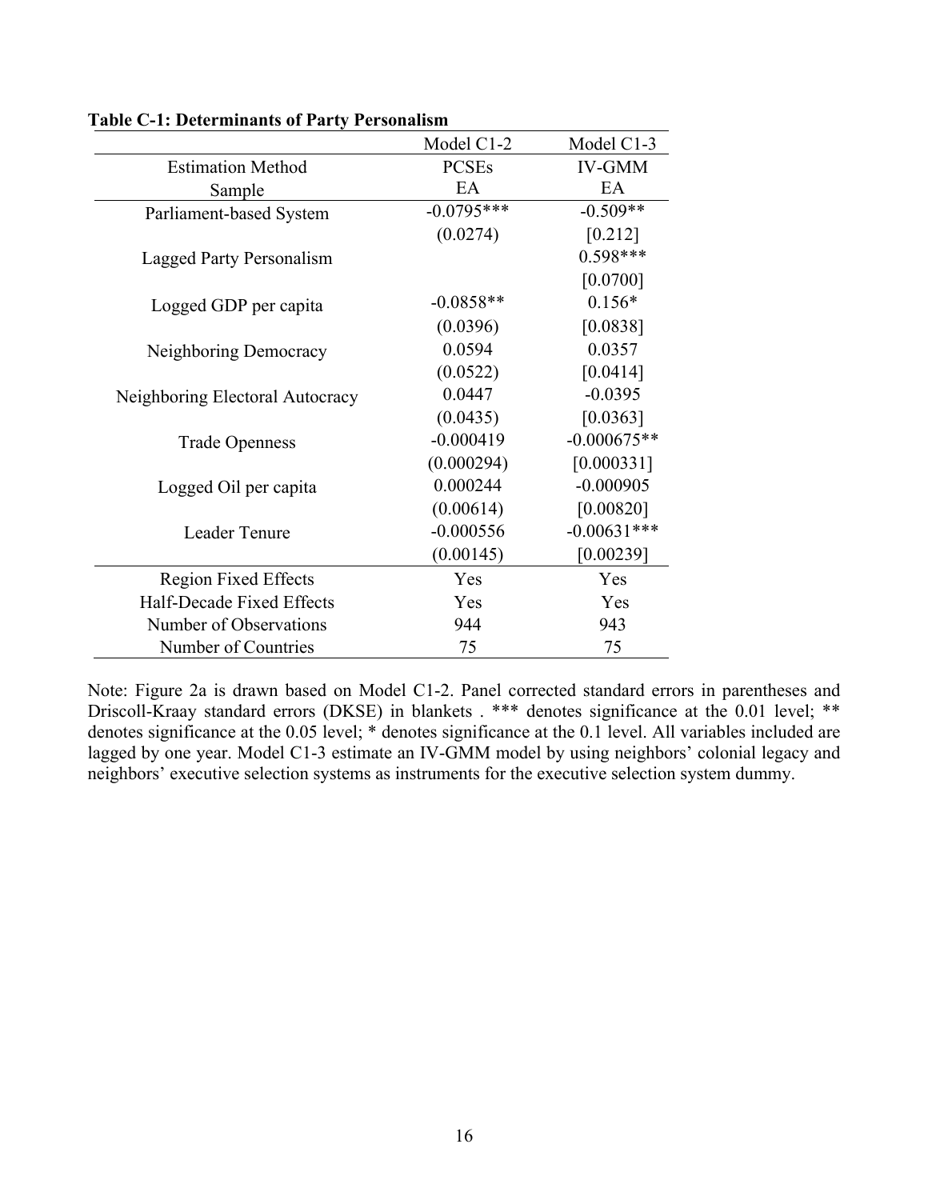**Table C-1: Determinants of Party Personalism**

| | Model C1-2 | Model C1-3 |
|---|---|---|
| Estimation Method | PCSEs | IV-GMM |
| Sample | EA | EA |
| Parliament-based System | -0.0795*** | -0.509** |
| | (0.0274) | [0.212] |
| Lagged Party Personalism | | 0.598*** |
| | | [0.0700] |
| Logged GDP per capita | -0.0858** | 0.156* |
| | (0.0396) | [0.0838] |
| Neighboring Democracy | 0.0594 | 0.0357 |
| | (0.0522) | [0.0414] |
| Neighboring Electoral Autocracy | 0.0447 | -0.0395 |
| | (0.0435) | [0.0363] |
| Trade Openness | -0.000419 | -0.000675** |
| | (0.000294) | [0.000331] |
| Logged Oil per capita | 0.000244 | -0.000905 |
| | (0.00614) | [0.00820] |
| Leader Tenure | -0.000556 | -0.00631*** |
| | (0.00145) | [0.00239] |
| Region Fixed Effects | Yes | Yes |
| Half-Decade Fixed Effects | Yes | Yes |
| Number of Observations | 944 | 943 |
| Number of Countries | 75 | 75 |

Note: Figure 2a is drawn based on Model C1-2. Panel corrected standard errors in parentheses and Driscoll-Kraay standard errors (DKSE) in blankets . *** denotes significance at the 0.01 level; ** denotes significance at the 0.05 level; * denotes significance at the 0.1 level. All variables included are lagged by one year. Model C1-3 estimate an IV-GMM model by using neighbors' colonial legacy and neighbors' executive selection systems as instruments for the executive selection system dummy.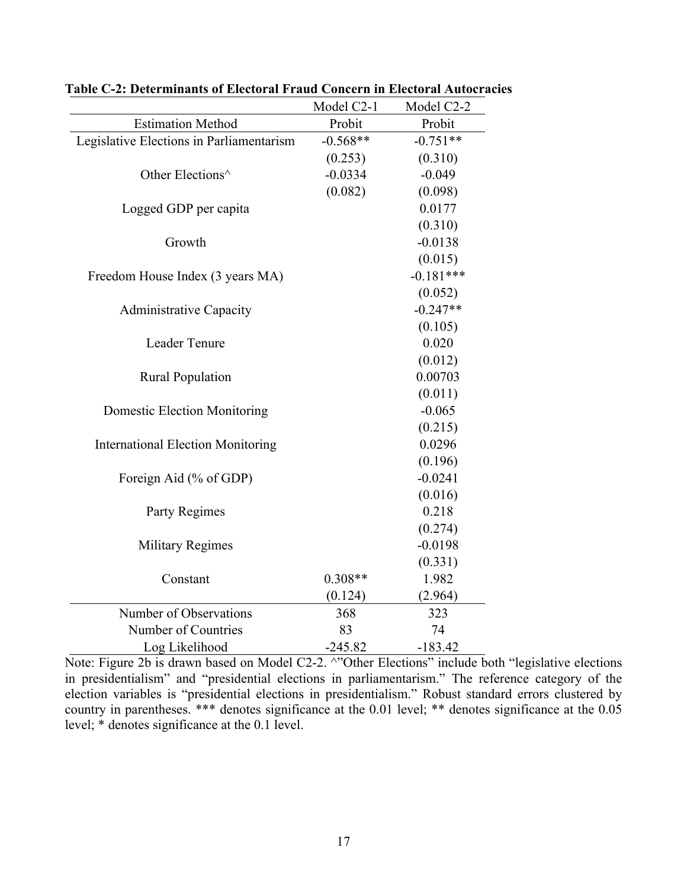**Table C-2: Determinants of Electoral Fraud Concern in Electoral Autocracies**

| | Model C2-1 | Model C2-2 |
|---|---|---|
| Estimation Method | Probit | Probit |
| Legislative Elections in Parliamentarism | -0.568** | -0.751** |
| | (0.253) | (0.310) |
| Other Elections^ | -0.0334 | -0.049 |
| | (0.082) | (0.098) |
| Logged GDP per capita | | 0.0177 |
| | | (0.310) |
| Growth | | -0.0138 |
| | | (0.015) |
| Freedom House Index (3 years MA) | | -0.181*** |
| | | (0.052) |
| Administrative Capacity | | -0.247** |
| | | (0.105) |
| Leader Tenure | | 0.020 |
| | | (0.012) |
| Rural Population | | 0.00703 |
| | | (0.011) |
| Domestic Election Monitoring | | -0.065 |
| | | (0.215) |
| International Election Monitoring | | 0.0296 |
| | | (0.196) |
| Foreign Aid (% of GDP) | | -0.0241 |
| | | (0.016) |
| Party Regimes | | 0.218 |
| | | (0.274) |
| Military Regimes | | -0.0198 |
| | | (0.331) |
| Constant | 0.308** | 1.982 |
| | (0.124) | (2.964) |
| Number of Observations | 368 | 323 |
| Number of Countries | 83 | 74 |
| Log Likelihood | -245.82 | -183.42 |

Note: Figure 2b is drawn based on Model C2-2. ^"Other Elections" include both "legislative elections in presidentialism" and "presidential elections in parliamentarism." The reference category of the election variables is "presidential elections in presidentialism." Robust standard errors clustered by country in parentheses. *** denotes significance at the 0.01 level; ** denotes significance at the 0.05 level; * denotes significance at the 0.1 level.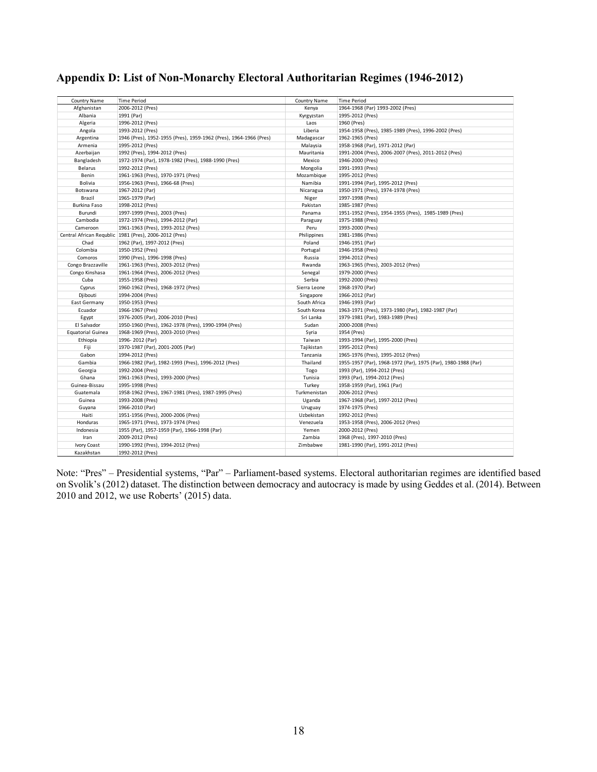## Appendix D: List of Non-Monarchy Electoral Authoritarian Regimes (1946-2012)

| Country Name | Time Period | Country Name | Time Period |
|---|---|---|---|
| Afghanistan | 2006-2012 (Pres) | Kenya | 1964-1968 (Par) 1993-2002 (Pres) |
| Albania | 1991 (Par) | Kyrgyzstan | 1995-2012 (Pres) |
| Algeria | 1996-2012 (Pres) | Laos | 1960 (Pres) |
| Angola | 1993-2012 (Pres) | Liberia | 1954-1958 (Pres), 1985-1989 (Pres), 1996-2002 (Pres) |
| Argentina | 1946 (Pres), 1952-1955 (Pres), 1959-1962 (Pres), 1964-1966 (Pres) | Madagascar | 1962-1965 (Pres) |
| Armenia | 1995-2012 (Pres) | Malaysia | 1958-1968 (Par), 1971-2012 (Par) |
| Azerbaijan | 1992 (Pres), 1994-2012 (Pres) | Mauritania | 1991-2004 (Pres), 2006-2007 (Pres), 2011-2012 (Pres) |
| Bangladesh | 1972-1974 (Par), 1978-1982 (Pres), 1988-1990 (Pres) | Mexico | 1946-2000 (Pres) |
| Belarus | 1992-2012 (Pres) | Mongolia | 1991-1993 (Pres) |
| Benin | 1961-1963 (Pres), 1970-1971 (Pres) | Mozambique | 1995-2012 (Pres) |
| Bolivia | 1956-1963 (Pres), 1966-68 (Pres) | Namibia | 1991-1994 (Par), 1995-2012 (Pres) |
| Botswana | 1967-2012 (Par) | Nicaragua | 1950-1971 (Pres), 1974-1978 (Pres) |
| Brazil | 1965-1979 (Par) | Niger | 1997-1998 (Pres) |
| Burkina Faso | 1998-2012 (Pres) | Pakistan | 1985-1987 (Pres) |
| Burundi | 1997-1999 (Pres), 2003 (Pres) | Panama | 1951-1952 (Pres), 1954-1955 (Pres), 1985-1989 (Pres) |
| Cambodia | 1972-1974 (Pres), 1994-2012 (Par) | Paraguay | 1975-1988 (Pres) |
| Cameroon | 1961-1963 (Pres), 1993-2012 (Pres) | Peru | 1993-2000 (Pres) |
| Central African Requblic | 1981 (Pres), 2006-2012 (Pres) | Philippines | 1981-1986 (Pres) |
| Chad | 1962 (Par), 1997-2012 (Pres) | Poland | 1946-1951 (Par) |
| Colombia | 1950-1952 (Pres) | Portugal | 1946-1958 (Pres) |
| Comoros | 1990 (Pres), 1996-1998 (Pres) | Russia | 1994-2012 (Pres) |
| Congo Brazzaville | 1961-1963 (Pres), 2003-2012 (Pres) | Rwanda | 1963-1965 (Pres), 2003-2012 (Pres) |
| Congo Kinshasa | 1961-1964 (Pres), 2006-2012 (Pres) | Senegal | 1979-2000 (Pres) |
| Cuba | 1955-1958 (Pres) | Serbia | 1992-2000 (Pres) |
| Cyprus | 1960-1962 (Pres), 1968-1972 (Pres) | Sierra Leone | 1968-1970 (Par) |
| Djibouti | 1994-2004 (Pres) | Singapore | 1966-2012 (Par) |
| East Germany | 1950-1953 (Pres) | South Africa | 1946-1993 (Par) |
| Ecuador | 1966-1967 (Pres) | South Korea | 1963-1971 (Pres), 1973-1980 (Par), 1982-1987 (Par) |
| Egypt | 1976-2005 (Par), 2006-2010 (Pres) | Sri Lanka | 1979-1981 (Par), 1983-1989 (Pres) |
| El Salvador | 1950-1960 (Pres), 1962-1978 (Pres), 1990-1994 (Pres) | Sudan | 2000-2008 (Pres) |
| Equatorial Guinea | 1968-1969 (Pres), 2003-2010 (Pres) | Syria | 1954 (Pres) |
| Ethiopia | 1996- 2012 (Par) | Taiwan | 1993-1994 (Par), 1995-2000 (Pres) |
| Fiji | 1970-1987 (Par), 2001-2005 (Par) | Tajikistan | 1995-2012 (Pres) |
| Gabon | 1994-2012 (Pres) | Tanzania | 1965-1976 (Pres), 1995-2012 (Pres) |
| Gambia | 1966-1982 (Par), 1982-1993 (Pres), 1996-2012 (Pres) | Thailand | 1955-1957 (Par), 1968-1972 (Par), 1975 (Par), 1980-1988 (Par) |
| Georgia | 1992-2004 (Pres) | Togo | 1993 (Par), 1994-2012 (Pres) |
| Ghana | 1961-1963 (Pres), 1993-2000 (Pres) | Tunisia | 1993 (Par), 1994-2012 (Pres) |
| Guinea-Bissau | 1995-1998 (Pres) | Turkey | 1958-1959 (Par), 1961 (Par) |
| Guatemala | 1958-1962 (Pres), 1967-1981 (Pres), 1987-1995 (Pres) | Turkmenistan | 2006-2012 (Pres) |
| Guinea | 1993-2008 (Pres) | Uganda | 1967-1968 (Par), 1997-2012 (Pres) |
| Guyana | 1966-2010 (Par) | Uruguay | 1974-1975 (Pres) |
| Haiti | 1951-1956 (Pres), 2000-2006 (Pres) | Uzbekistan | 1992-2012 (Pres) |
| Honduras | 1965-1971 (Pres), 1973-1974 (Pres) | Venezuela | 1953-1958 (Pres), 2006-2012 (Pres) |
| Indonesia | 1955 (Par), 1957-1959 (Par), 1966-1998 (Par) | Yemen | 2000-2012 (Pres) |
| Iran | 2009-2012 (Pres) | Zambia | 1968 (Pres), 1997-2010 (Pres) |
| Ivory Coast | 1990-1992 (Pres), 1994-2012 (Pres) | Zimbabwe | 1981-1990 (Par), 1991-2012 (Pres) |
| Kazakhstan | 1992-2012 (Pres) | | |

Note: "Pres" – Presidential systems, "Par" – Parliament-based systems. Electoral authoritarian regimes are identified based on Svolik's (2012) dataset. The distinction between democracy and autocracy is made by using Geddes et al. (2014). Between 2010 and 2012, we use Roberts' (2015) data.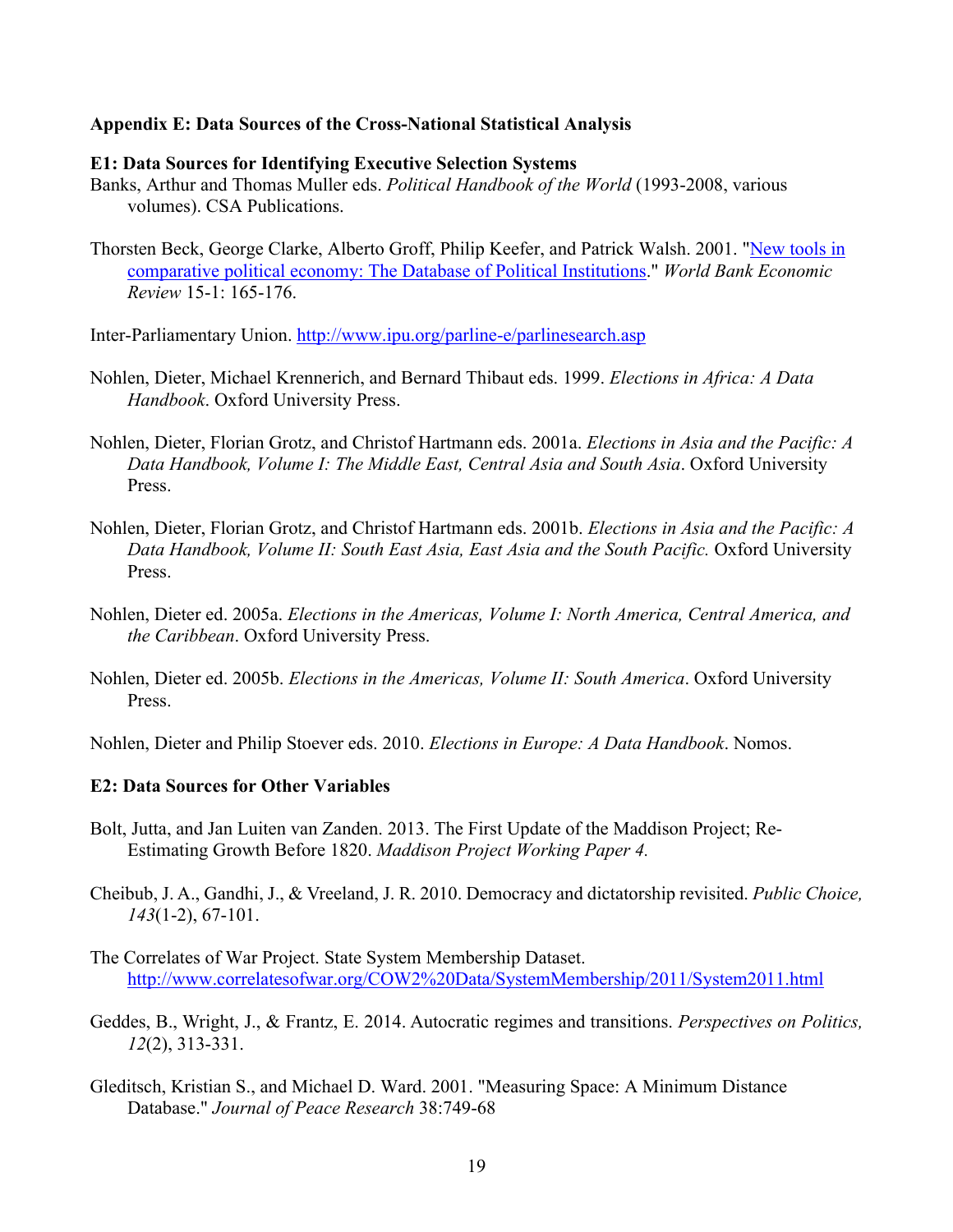**Appendix E: Data Sources of the Cross-National Statistical Analysis**

**E1: Data Sources for Identifying Executive Selection Systems**

Banks, Arthur and Thomas Muller eds. *Political Handbook of the World* (1993-2008, various volumes). CSA Publications.

Thorsten Beck, George Clarke, Alberto Groff, Philip Keefer, and Patrick Walsh. 2001. "New tools in comparative political economy: The Database of Political Institutions." *World Bank Economic Review* 15-1: 165-176.

Inter-Parliamentary Union. http://www.ipu.org/parline-e/parlinesearch.asp

Nohlen, Dieter, Michael Krennerich, and Bernard Thibaut eds. 1999. *Elections in Africa: A Data Handbook*. Oxford University Press.

Nohlen, Dieter, Florian Grotz, and Christof Hartmann eds. 2001a. *Elections in Asia and the Pacific: A Data Handbook, Volume I: The Middle East, Central Asia and South Asia*. Oxford University Press.

Nohlen, Dieter, Florian Grotz, and Christof Hartmann eds. 2001b. *Elections in Asia and the Pacific: A Data Handbook, Volume II: South East Asia, East Asia and the South Pacific.* Oxford University Press.

Nohlen, Dieter ed. 2005a. *Elections in the Americas, Volume I: North America, Central America, and the Caribbean*. Oxford University Press.

Nohlen, Dieter ed. 2005b. *Elections in the Americas, Volume II: South America*. Oxford University Press.

Nohlen, Dieter and Philip Stoever eds. 2010. *Elections in Europe: A Data Handbook*. Nomos.

**E2: Data Sources for Other Variables**

Bolt, Jutta, and Jan Luiten van Zanden. 2013. The First Update of the Maddison Project; Re-Estimating Growth Before 1820. *Maddison Project Working Paper 4.*

Cheibub, J. A., Gandhi, J., & Vreeland, J. R. 2010. Democracy and dictatorship revisited. *Public Choice, 143*(1-2), 67-101.

The Correlates of War Project. State System Membership Dataset. http://www.correlatesofwar.org/COW2%20Data/SystemMembership/2011/System2011.html

Geddes, B., Wright, J., & Frantz, E. 2014. Autocratic regimes and transitions. *Perspectives on Politics, 12*(2), 313-331.

Gleditsch, Kristian S., and Michael D. Ward. 2001. "Measuring Space: A Minimum Distance Database." *Journal of Peace Research* 38:749-68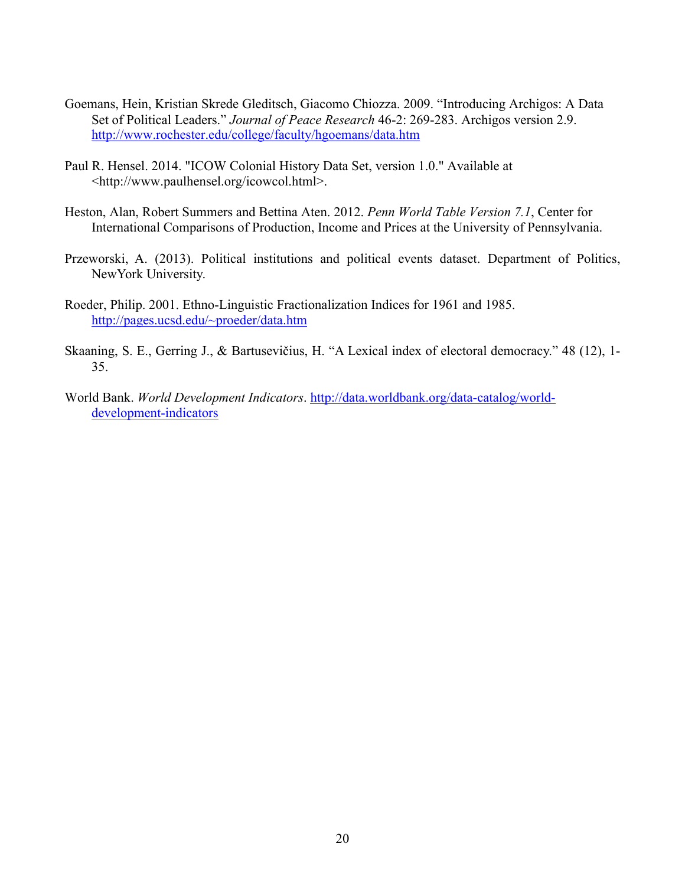Goemans, Hein, Kristian Skrede Gleditsch, Giacomo Chiozza. 2009. "Introducing Archigos: A Data Set of Political Leaders." *Journal of Peace Research* 46-2: 269-283. Archigos version 2.9. http://www.rochester.edu/college/faculty/hgoemans/data.htm

Paul R. Hensel. 2014. "ICOW Colonial History Data Set, version 1.0." Available at <http://www.paulhensel.org/icowcol.html>.

Heston, Alan, Robert Summers and Bettina Aten. 2012. *Penn World Table Version 7.1*, Center for International Comparisons of Production, Income and Prices at the University of Pennsylvania.

Przeworski, A. (2013). Political institutions and political events dataset. Department of Politics, NewYork University.

Roeder, Philip. 2001. Ethno-Linguistic Fractionalization Indices for 1961 and 1985. http://pages.ucsd.edu/~proeder/data.htm

Skaaning, S. E., Gerring J., & Bartusevičius, H. "A Lexical index of electoral democracy." 48 (12), 1-35.

World Bank. *World Development Indicators*. http://data.worldbank.org/data-catalog/world-development-indicators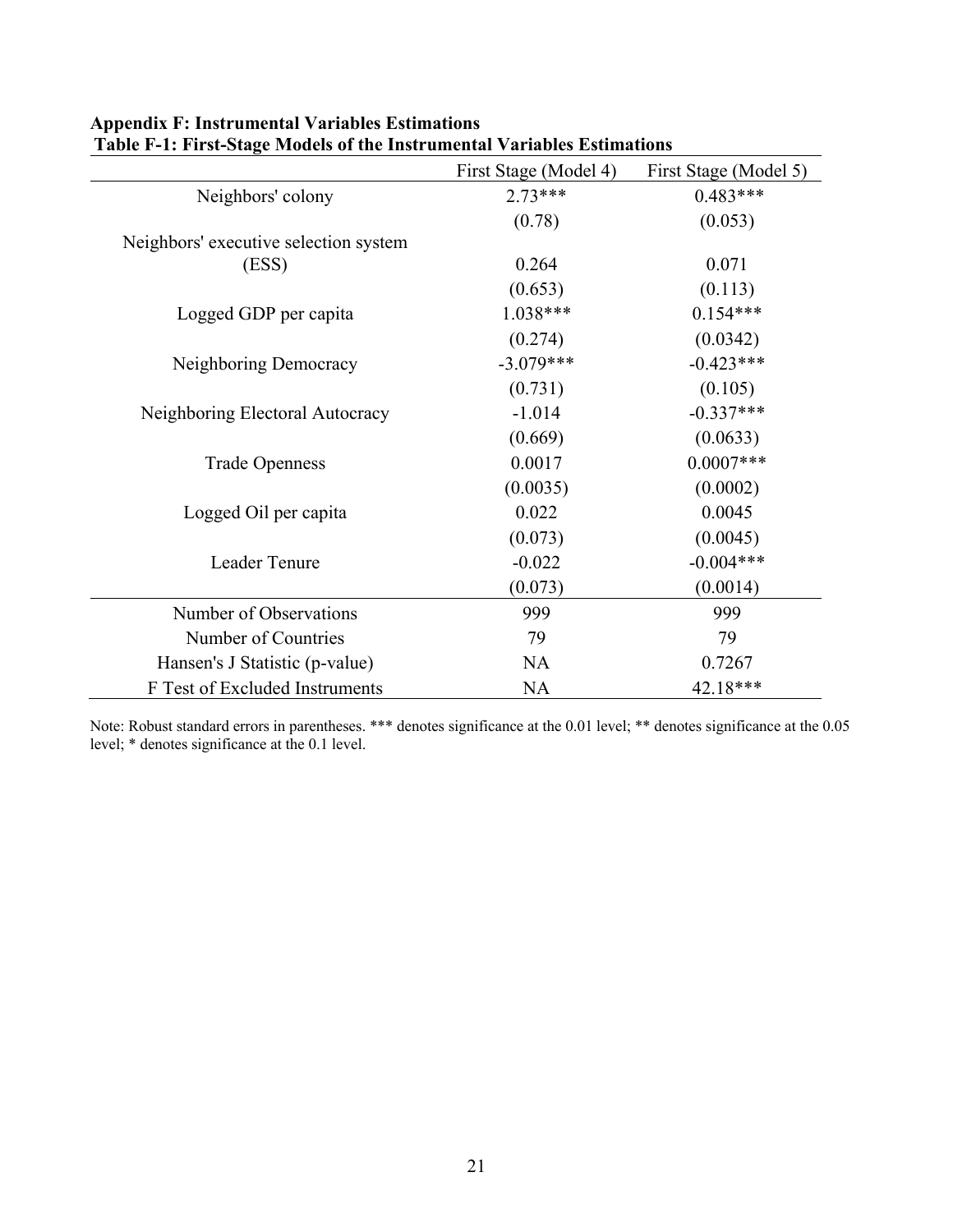**Appendix F: Instrumental Variables Estimations**

**Table F-1: First-Stage Models of the Instrumental Variables Estimations**

| | First Stage (Model 4) | First Stage (Model 5) |
|---|---|---|
| Neighbors' colony | 2.73*** | 0.483*** |
| | (0.78) | (0.053) |
| Neighbors' executive selection system (ESS) | 0.264 | 0.071 |
| | (0.653) | (0.113) |
| Logged GDP per capita | 1.038*** | 0.154*** |
| | (0.274) | (0.0342) |
| Neighboring Democracy | -3.079*** | -0.423*** |
| | (0.731) | (0.105) |
| Neighboring Electoral Autocracy | -1.014 | -0.337*** |
| | (0.669) | (0.0633) |
| Trade Openness | 0.0017 | 0.0007*** |
| | (0.0035) | (0.0002) |
| Logged Oil per capita | 0.022 | 0.0045 |
| | (0.073) | (0.0045) |
| Leader Tenure | -0.022 | -0.004*** |
| | (0.073) | (0.0014) |
| Number of Observations | 999 | 999 |
| Number of Countries | 79 | 79 |
| Hansen's J Statistic (p-value) | NA | 0.7267 |
| F Test of Excluded Instruments | NA | 42.18*** |

Note: Robust standard errors in parentheses. *** denotes significance at the 0.01 level; ** denotes significance at the 0.05 level; * denotes significance at the 0.1 level.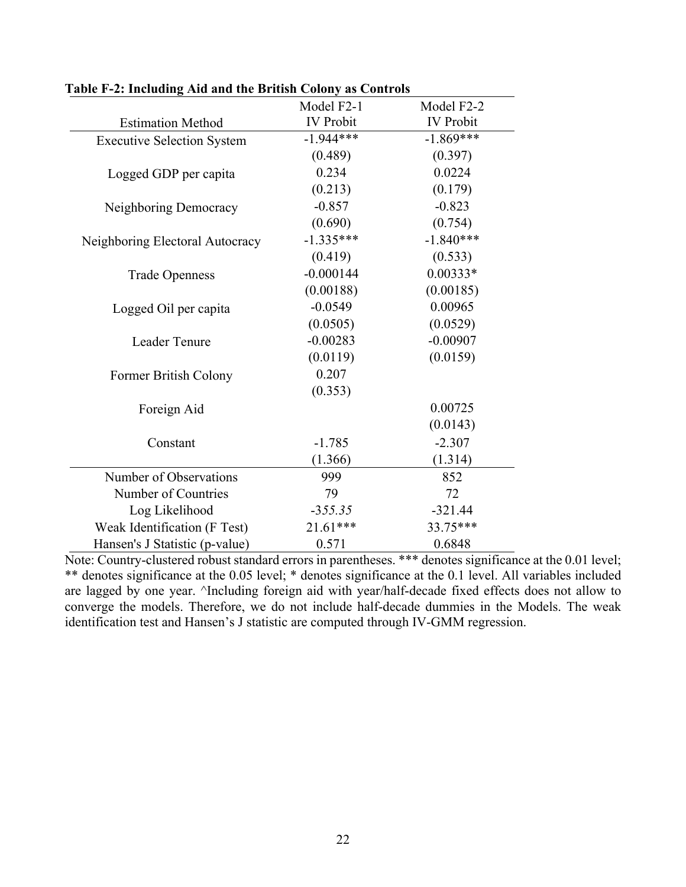**Table F-2: Including Aid and the British Colony as Controls**

| Estimation Method | Model F2-1 IV Probit | Model F2-2 IV Probit |
|---|---|---|
| Executive Selection System | -1.944*** | -1.869*** |
| | (0.489) | (0.397) |
| Logged GDP per capita | 0.234 | 0.0224 |
| | (0.213) | (0.179) |
| Neighboring Democracy | -0.857 | -0.823 |
| | (0.690) | (0.754) |
| Neighboring Electoral Autocracy | -1.335*** | -1.840*** |
| | (0.419) | (0.533) |
| Trade Openness | -0.000144 | 0.00333* |
| | (0.00188) | (0.00185) |
| Logged Oil per capita | -0.0549 | 0.00965 |
| | (0.0505) | (0.0529) |
| Leader Tenure | -0.00283 | -0.00907 |
| | (0.0119) | (0.0159) |
| Former British Colony | 0.207 | |
| | (0.353) | |
| Foreign Aid | | 0.00725 |
| | | (0.0143) |
| Constant | -1.785 | -2.307 |
| | (1.366) | (1.314) |
| Number of Observations | 999 | 852 |
| Number of Countries | 79 | 72 |
| Log Likelihood | *-355.35* | -321.44 |
| Weak Identification (F Test) | 21.61*** | 33.75*** |
| Hansen's J Statistic (p-value) | 0.571 | 0.6848 |

Note: Country-clustered robust standard errors in parentheses. *** denotes significance at the 0.01 level; ** denotes significance at the 0.05 level; * denotes significance at the 0.1 level. All variables included are lagged by one year. ^Including foreign aid with year/half-decade fixed effects does not allow to converge the models. Therefore, we do not include half-decade dummies in the Models. The weak identification test and Hansen's J statistic are computed through IV-GMM regression.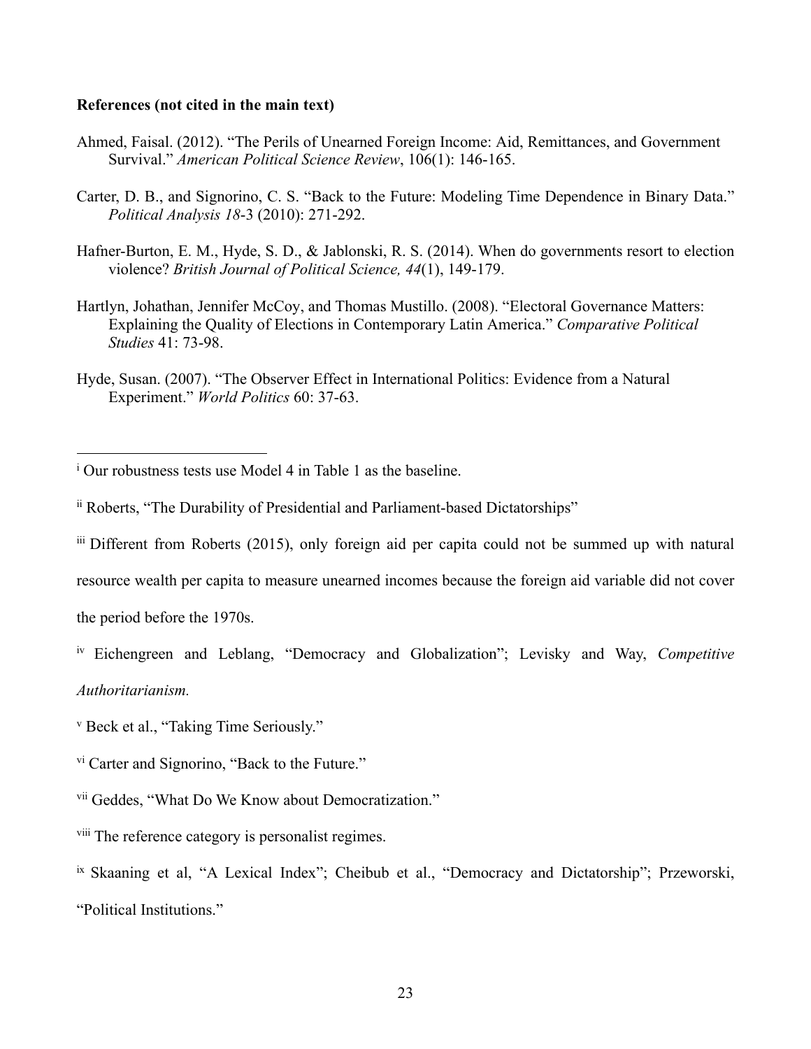**References (not cited in the main text)**

Ahmed, Faisal. (2012). "The Perils of Unearned Foreign Income: Aid, Remittances, and Government Survival." *American Political Science Review*, 106(1): 146-165.

Carter, D. B., and Signorino, C. S. "Back to the Future: Modeling Time Dependence in Binary Data." *Political Analysis 18*-3 (2010): 271-292.

Hafner-Burton, E. M., Hyde, S. D., & Jablonski, R. S. (2014). When do governments resort to election violence? *British Journal of Political Science, 44*(1), 149-179.

Hartlyn, Johathan, Jennifer McCoy, and Thomas Mustillo. (2008). "Electoral Governance Matters: Explaining the Quality of Elections in Contemporary Latin America." *Comparative Political Studies* 41: 73-98.

Hyde, Susan. (2007). "The Observer Effect in International Politics: Evidence from a Natural Experiment." *World Politics* 60: 37-63.

---

[i] Our robustness tests use Model 4 in Table 1 as the baseline.

[ii] Roberts, "The Durability of Presidential and Parliament-based Dictatorships"

[iii] Different from Roberts (2015), only foreign aid per capita could not be summed up with natural resource wealth per capita to measure unearned incomes because the foreign aid variable did not cover the period before the 1970s.

[iv] Eichengreen and Leblang, "Democracy and Globalization"; Levisky and Way, *Competitive Authoritarianism.*

[v] Beck et al., "Taking Time Seriously."

[vi] Carter and Signorino, "Back to the Future."

[vii] Geddes, "What Do We Know about Democratization."

[viii] The reference category is personalist regimes.

[ix] Skaaning et al, "A Lexical Index"; Cheibub et al., "Democracy and Dictatorship"; Przeworski, "Political Institutions."